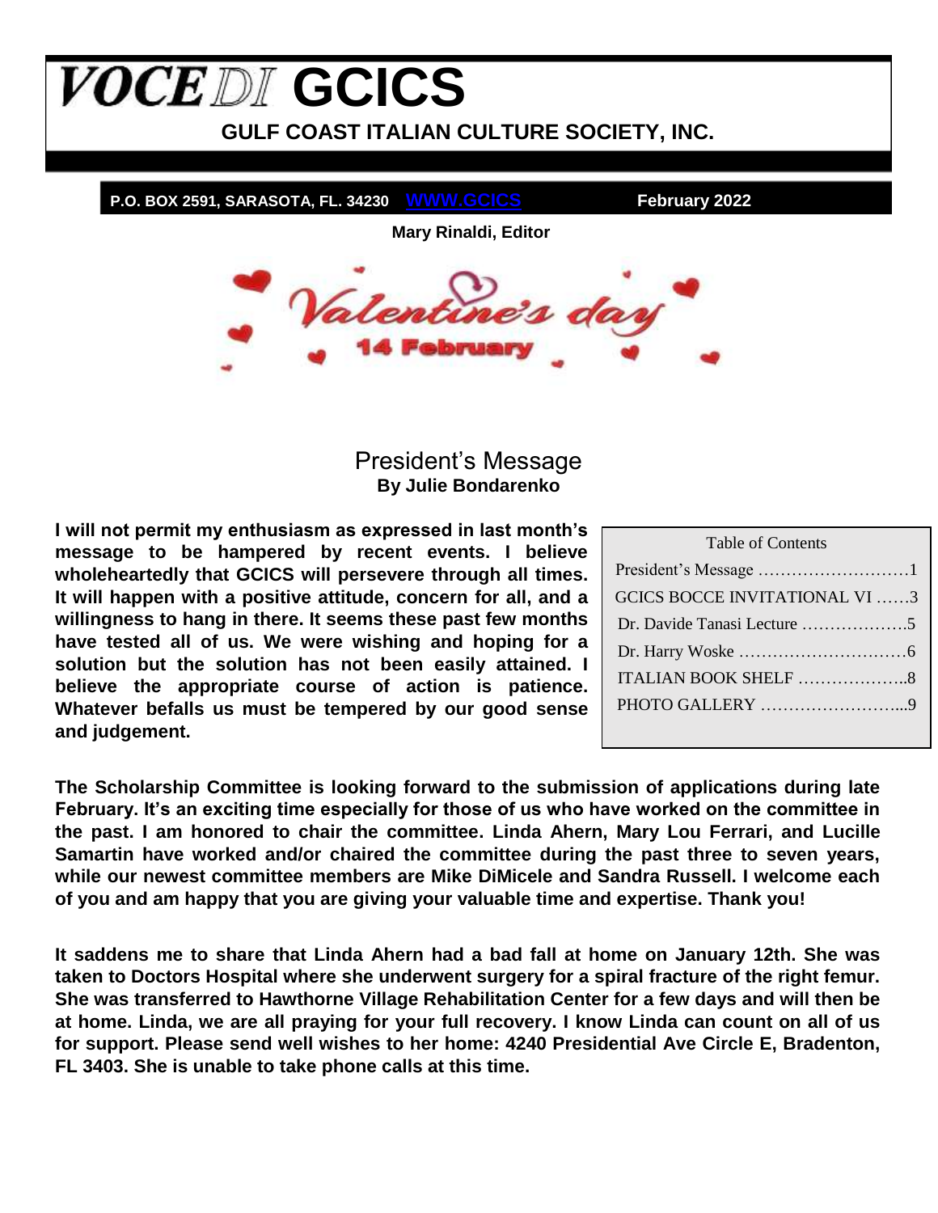# VOCE DI GCICS

## GULF COAST ITALIAN CULTURE SOCIETY, INC.

**P.O. BOX 2591, SARASOTA, FL. 34230** WWW.GCICS **February 2022**

**Mary Rinaldi, Editor**

Valentine's day
14 February

## President's Message

**By Julie Bondarenko**

**I will not permit my enthusiasm as expressed in last month's message to be hampered by recent events. I believe wholeheartedly that GCICS will persevere through all times. It will happen with a positive attitude, concern for all, and a willingness to hang in there. It seems these past few months have tested all of us. We were wishing and hoping for a solution but the solution has not been easily attained. I believe the appropriate course of action is patience. Whatever befalls us must be tempered by our good sense and judgement.**

| Table of Contents | |
|---|---|
| President's Message | 1 |
| GCICS BOCCE INVITATIONAL VI | 3 |
| Dr. Davide Tanasi Lecture | 5 |
| Dr. Harry Woske | 6 |
| ITALIAN BOOK SHELF | 8 |
| PHOTO GALLERY | 9 |

**The Scholarship Committee is looking forward to the submission of applications during late February. It's an exciting time especially for those of us who have worked on the committee in the past. I am honored to chair the committee. Linda Ahern, Mary Lou Ferrari, and Lucille Samartin have worked and/or chaired the committee during the past three to seven years, while our newest committee members are Mike DiMicele and Sandra Russell. I welcome each of you and am happy that you are giving your valuable time and expertise. Thank you!**

**It saddens me to share that Linda Ahern had a bad fall at home on January 12th. She was taken to Doctors Hospital where she underwent surgery for a spiral fracture of the right femur. She was transferred to Hawthorne Village Rehabilitation Center for a few days and will then be at home. Linda, we are all praying for your full recovery. I know Linda can count on all of us for support. Please send well wishes to her home: 4240 Presidential Ave Circle E, Bradenton, FL 3403. She is unable to take phone calls at this time.**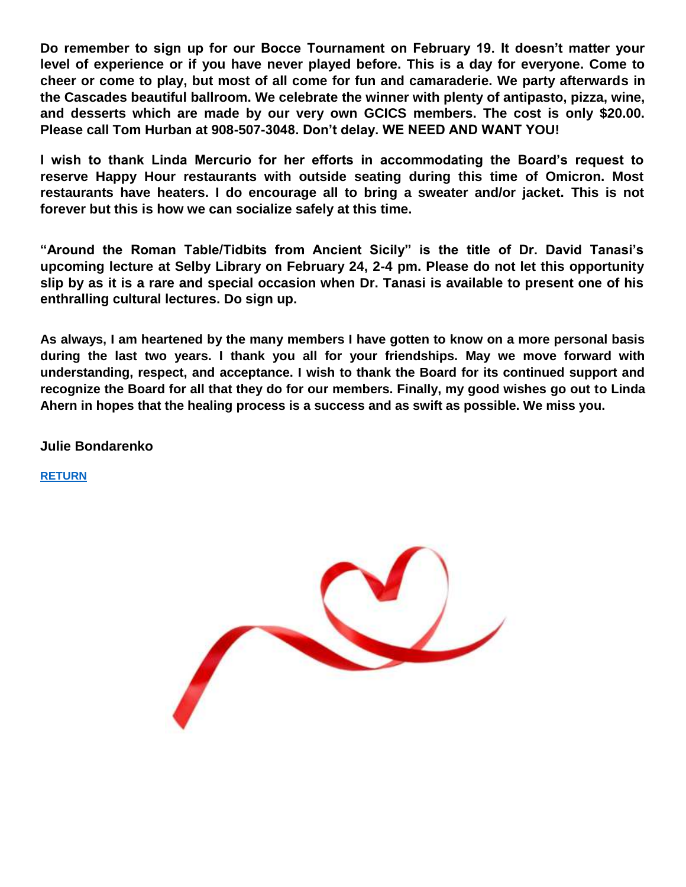**Do remember to sign up for our Bocce Tournament on February 19. It doesn't matter your level of experience or if you have never played before. This is a day for everyone. Come to cheer or come to play, but most of all come for fun and camaraderie. We party afterwards in the Cascades beautiful ballroom. We celebrate the winner with plenty of antipasto, pizza, wine, and desserts which are made by our very own GCICS members. The cost is only $20.00. Please call Tom Hurban at 908-507-3048. Don't delay. WE NEED AND WANT YOU!**

**I wish to thank Linda Mercurio for her efforts in accommodating the Board's request to reserve Happy Hour restaurants with outside seating during this time of Omicron. Most restaurants have heaters. I do encourage all to bring a sweater and/or jacket. This is not forever but this is how we can socialize safely at this time.**

**"Around the Roman Table/Tidbits from Ancient Sicily" is the title of Dr. David Tanasi's upcoming lecture at Selby Library on February 24, 2-4 pm. Please do not let this opportunity slip by as it is a rare and special occasion when Dr. Tanasi is available to present one of his enthralling cultural lectures. Do sign up.**

**As always, I am heartened by the many members I have gotten to know on a more personal basis during the last two years. I thank you all for your friendships. May we move forward with understanding, respect, and acceptance. I wish to thank the Board for its continued support and recognize the Board for all that they do for our members. Finally, my good wishes go out to Linda Ahern in hopes that the healing process is a success and as swift as possible. We miss you.**

**Julie Bondarenko**

**RETURN**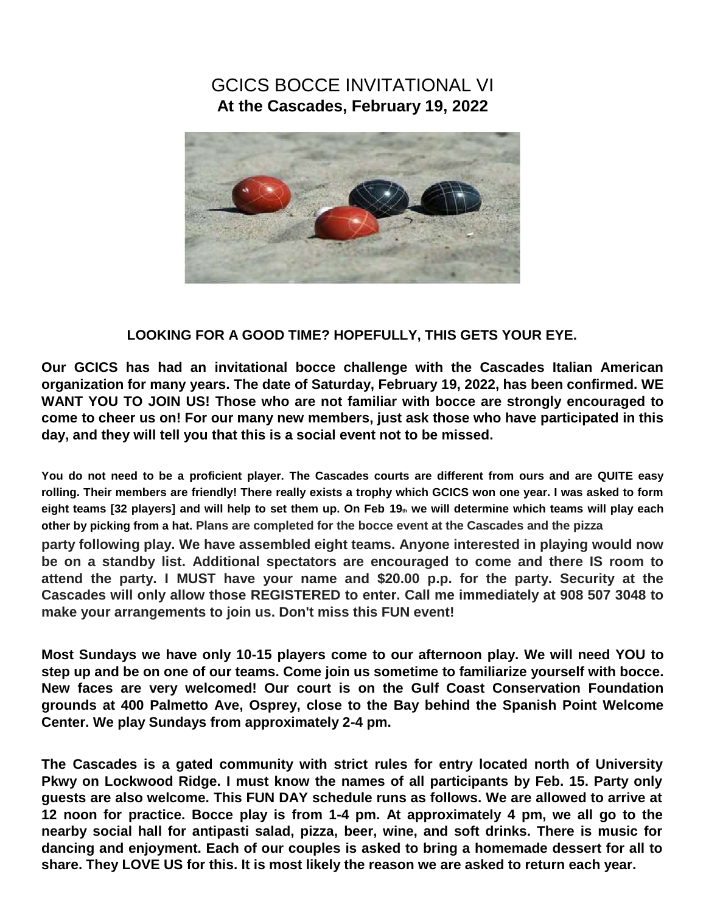# GCICS BOCCE INVITATIONAL VI

**At the Cascades, February 19, 2022**

**LOOKING FOR A GOOD TIME? HOPEFULLY, THIS GETS YOUR EYE.**

**Our GCICS has had an invitational bocce challenge with the Cascades Italian American organization for many years. The date of Saturday, February 19, 2022, has been confirmed. WE WANT YOU TO JOIN US! Those who are not familiar with bocce are strongly encouraged to come to cheer us on! For our many new members, just ask those who have participated in this day, and they will tell you that this is a social event not to be missed.**

**You do not need to be a proficient player. The Cascades courts are different from ours and are QUITE easy rolling. Their members are friendly! There really exists a trophy which GCICS won one year. I was asked to form eight teams [32 players] and will help to set them up. On Feb 19th we will determine which teams will play each other by picking from a hat. Plans are completed for the bocce event at the Cascades and the pizza party following play. We have assembled eight teams. Anyone interested in playing would now be on a standby list. Additional spectators are encouraged to come and there IS room to attend the party. I MUST have your name and $20.00 p.p. for the party. Security at the Cascades will only allow those REGISTERED to enter. Call me immediately at 908 507 3048 to make your arrangements to join us. Don't miss this FUN event!**

**Most Sundays we have only 10-15 players come to our afternoon play. We will need YOU to step up and be on one of our teams. Come join us sometime to familiarize yourself with bocce. New faces are very welcomed! Our court is on the Gulf Coast Conservation Foundation grounds at 400 Palmetto Ave, Osprey, close to the Bay behind the Spanish Point Welcome Center. We play Sundays from approximately 2-4 pm.**

**The Cascades is a gated community with strict rules for entry located north of University Pkwy on Lockwood Ridge. I must know the names of all participants by Feb. 15. Party only guests are also welcome. This FUN DAY schedule runs as follows. We are allowed to arrive at 12 noon for practice. Bocce play is from 1-4 pm. At approximately 4 pm, we all go to the nearby social hall for antipasti salad, pizza, beer, wine, and soft drinks. There is music for dancing and enjoyment. Each of our couples is asked to bring a homemade dessert for all to share. They LOVE US for this. It is most likely the reason we are asked to return each year.**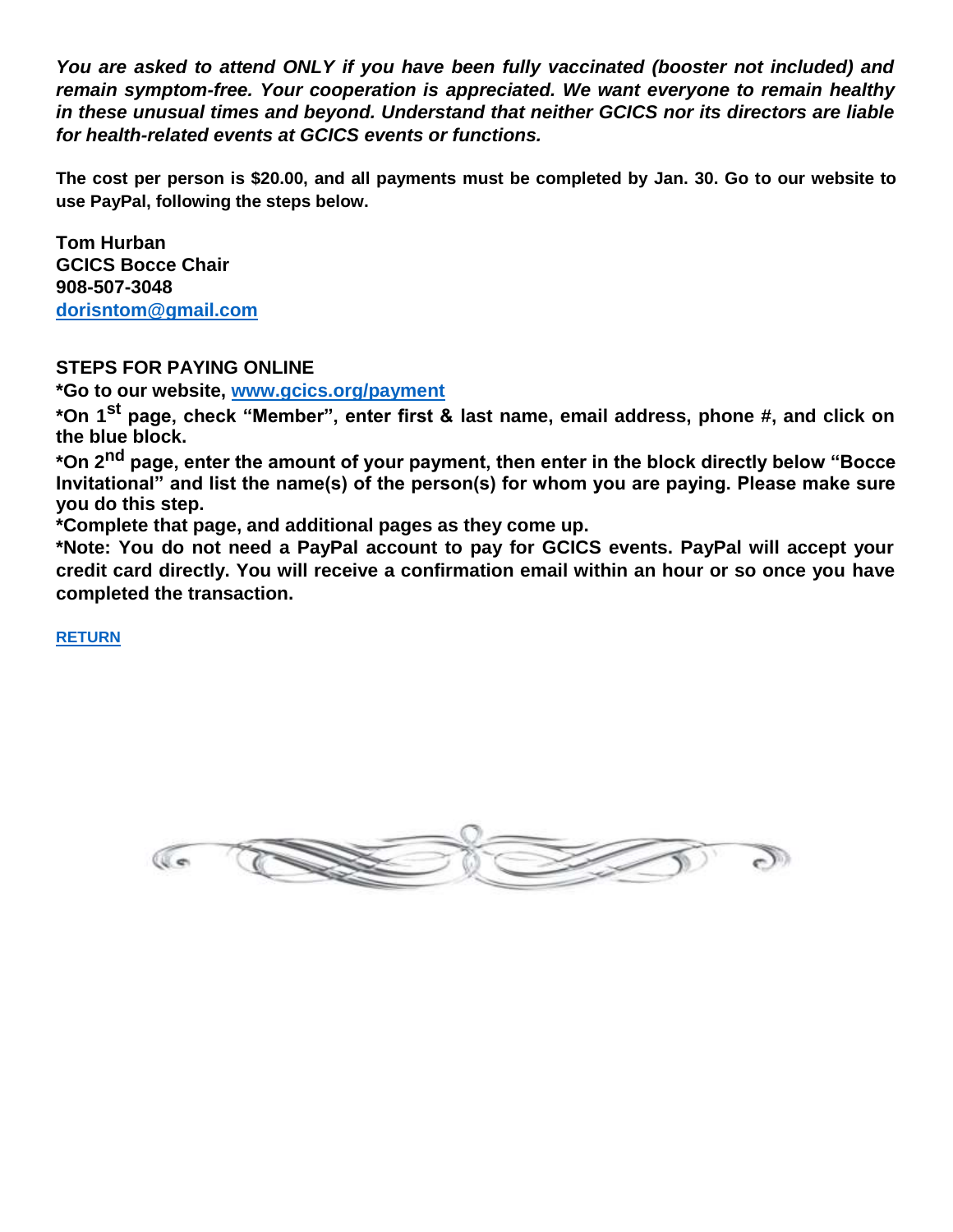***You are asked to attend ONLY if you have been fully vaccinated (booster not included) and remain symptom-free. Your cooperation is appreciated. We want everyone to remain healthy in these unusual times and beyond. Understand that neither GCICS nor its directors are liable for health-related events at GCICS events or functions.***

**The cost per person is $20.00, and all payments must be completed by Jan. 30. Go to our website to use PayPal, following the steps below.**

**Tom Hurban**
**GCICS Bocce Chair**
**908-507-3048**
**[dorisntom@gmail.com](mailto:dorisntom@gmail.com)**

**STEPS FOR PAYING ONLINE**

**\*Go to our website, [www.gcics.org/payment](www.gcics.org/payment)**

**\*On 1st page, check "Member", enter first & last name, email address, phone #, and click on the blue block.**

**\*On 2nd page, enter the amount of your payment, then enter in the block directly below "Bocce Invitational" and list the name(s) of the person(s) for whom you are paying. Please make sure you do this step.**

**\*Complete that page, and additional pages as they come up.**

**\*Note: You do not need a PayPal account to pay for GCICS events. PayPal will accept your credit card directly. You will receive a confirmation email within an hour or so once you have completed the transaction.**

**RETURN**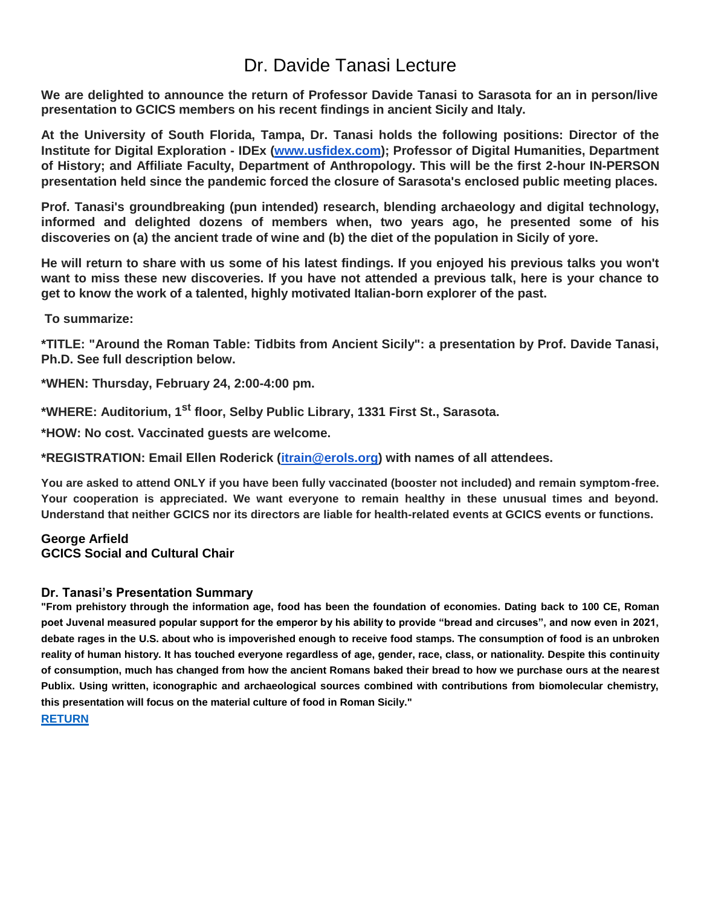# Dr. Davide Tanasi Lecture

**We are delighted to announce the return of Professor Davide Tanasi to Sarasota for an in person/live presentation to GCICS members on his recent findings in ancient Sicily and Italy.**

**At the University of South Florida, Tampa, Dr. Tanasi holds the following positions: Director of the Institute for Digital Exploration - IDEx ([www.usfidex.com](http://www.usfidex.com)); Professor of Digital Humanities, Department of History; and Affiliate Faculty, Department of Anthropology. This will be the first 2-hour IN-PERSON presentation held since the pandemic forced the closure of Sarasota's enclosed public meeting places.**

**Prof. Tanasi's groundbreaking (pun intended) research, blending archaeology and digital technology, informed and delighted dozens of members when, two years ago, he presented some of his discoveries on (a) the ancient trade of wine and (b) the diet of the population in Sicily of yore.**

**He will return to share with us some of his latest findings. If you enjoyed his previous talks you won't want to miss these new discoveries. If you have not attended a previous talk, here is your chance to get to know the work of a talented, highly motivated Italian-born explorer of the past.**

**To summarize:**

**\*TITLE: "Around the Roman Table: Tidbits from Ancient Sicily": a presentation by Prof. Davide Tanasi, Ph.D. See full description below.**

**\*WHEN: Thursday, February 24, 2:00-4:00 pm.**

**\*WHERE: Auditorium, 1st floor, Selby Public Library, 1331 First St., Sarasota.**

**\*HOW: No cost. Vaccinated guests are welcome.**

**\*REGISTRATION: Email Ellen Roderick ([itrain@erols.org](mailto:itrain@erols.org)) with names of all attendees.**

**You are asked to attend ONLY if you have been fully vaccinated (booster not included) and remain symptom-free. Your cooperation is appreciated. We want everyone to remain healthy in these unusual times and beyond. Understand that neither GCICS nor its directors are liable for health-related events at GCICS events or functions.**

**George Arfield**
**GCICS Social and Cultural Chair**

### Dr. Tanasi's Presentation Summary

**"From prehistory through the information age, food has been the foundation of economies. Dating back to 100 CE, Roman poet Juvenal measured popular support for the emperor by his ability to provide "bread and circuses", and now even in 2021, debate rages in the U.S. about who is impoverished enough to receive food stamps. The consumption of food is an unbroken reality of human history. It has touched everyone regardless of age, gender, race, class, or nationality. Despite this continuity of consumption, much has changed from how the ancient Romans baked their bread to how we purchase ours at the nearest Publix. Using written, iconographic and archaeological sources combined with contributions from biomolecular chemistry, this presentation will focus on the material culture of food in Roman Sicily."**

**RETURN**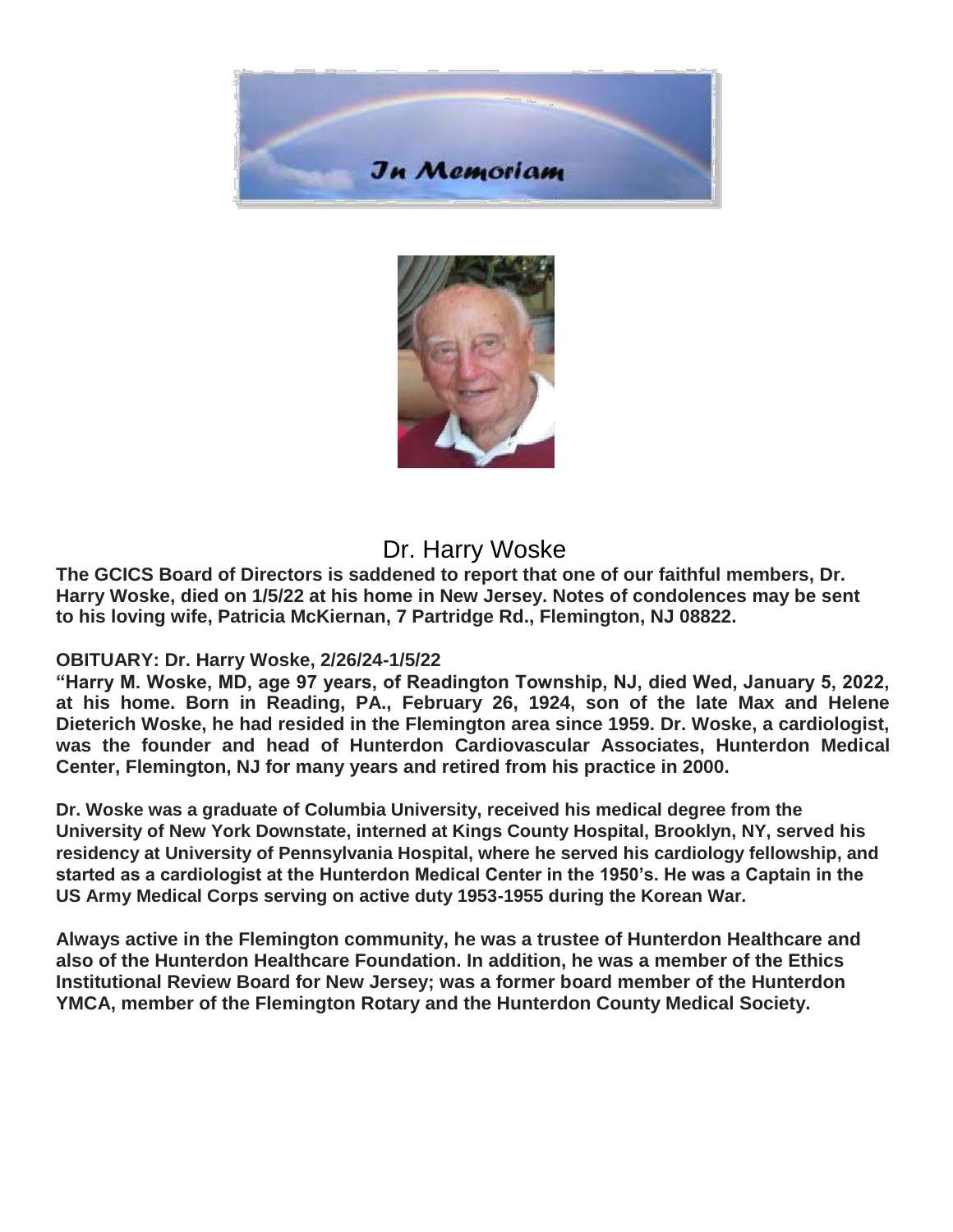In Memoriam

## Dr. Harry Woske

**The GCICS Board of Directors is saddened to report that one of our faithful members, Dr. Harry Woske, died on 1/5/22 at his home in New Jersey. Notes of condolences may be sent to his loving wife, Patricia McKiernan, 7 Partridge Rd., Flemington, NJ 08822.**

**OBITUARY: Dr. Harry Woske, 2/26/24-1/5/22**

**"Harry M. Woske, MD, age 97 years, of Readington Township, NJ, died Wed, January 5, 2022, at his home. Born in Reading, PA., February 26, 1924, son of the late Max and Helene Dieterich Woske, he had resided in the Flemington area since 1959. Dr. Woske, a cardiologist, was the founder and head of Hunterdon Cardiovascular Associates, Hunterdon Medical Center, Flemington, NJ for many years and retired from his practice in 2000.**

**Dr. Woske was a graduate of Columbia University, received his medical degree from the University of New York Downstate, interned at Kings County Hospital, Brooklyn, NY, served his residency at University of Pennsylvania Hospital, where he served his cardiology fellowship, and started as a cardiologist at the Hunterdon Medical Center in the 1950's. He was a Captain in the US Army Medical Corps serving on active duty 1953-1955 during the Korean War.**

**Always active in the Flemington community, he was a trustee of Hunterdon Healthcare and also of the Hunterdon Healthcare Foundation. In addition, he was a member of the Ethics Institutional Review Board for New Jersey; was a former board member of the Hunterdon YMCA, member of the Flemington Rotary and the Hunterdon County Medical Society.**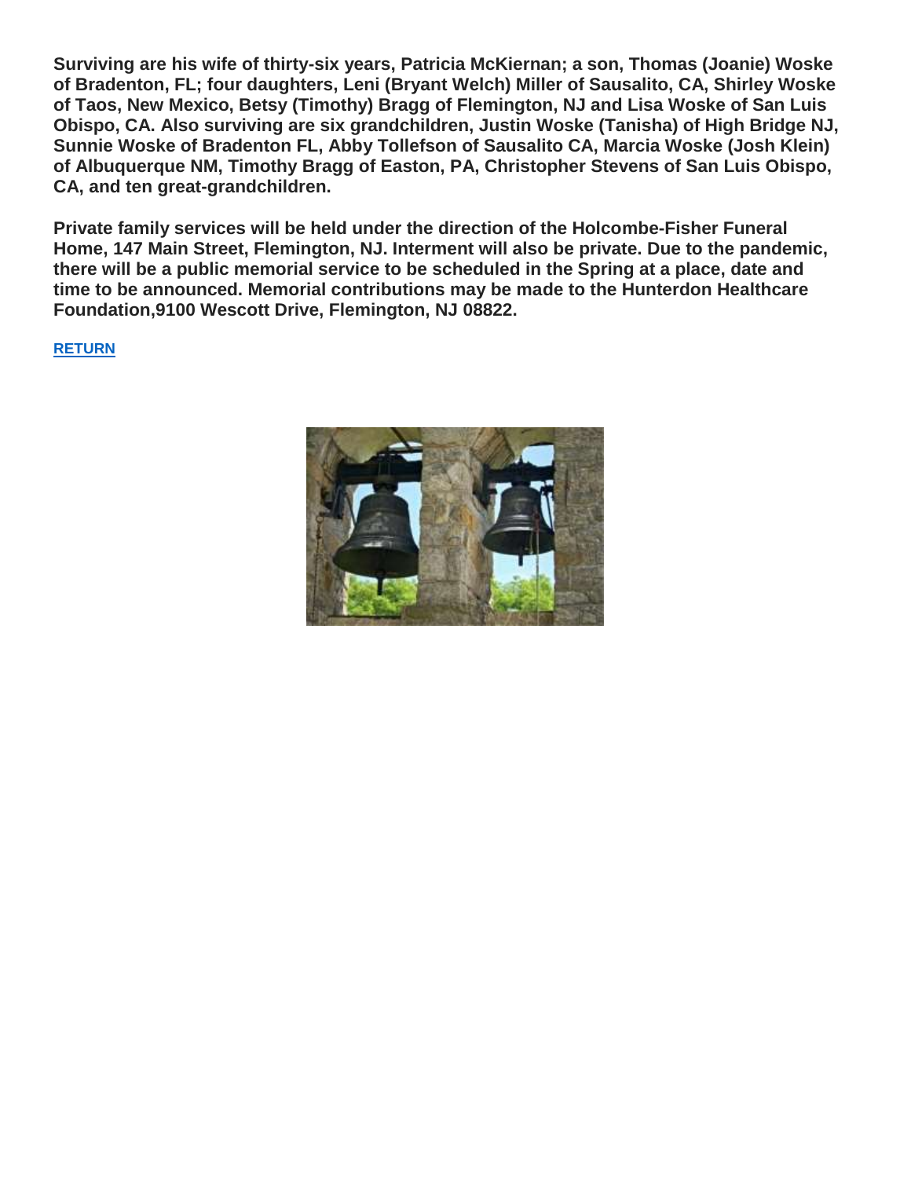**Surviving are his wife of thirty-six years, Patricia McKiernan; a son, Thomas (Joanie) Woske of Bradenton, FL; four daughters, Leni (Bryant Welch) Miller of Sausalito, CA, Shirley Woske of Taos, New Mexico, Betsy (Timothy) Bragg of Flemington, NJ and Lisa Woske of San Luis Obispo, CA. Also surviving are six grandchildren, Justin Woske (Tanisha) of High Bridge NJ, Sunnie Woske of Bradenton FL, Abby Tollefson of Sausalito CA, Marcia Woske (Josh Klein) of Albuquerque NM, Timothy Bragg of Easton, PA, Christopher Stevens of San Luis Obispo, CA, and ten great-grandchildren.**

**Private family services will be held under the direction of the Holcombe-Fisher Funeral Home, 147 Main Street, Flemington, NJ. Interment will also be private. Due to the pandemic, there will be a public memorial service to be scheduled in the Spring at a place, date and time to be announced. Memorial contributions may be made to the Hunterdon Healthcare Foundation,9100 Wescott Drive, Flemington, NJ 08822.**

**RETURN**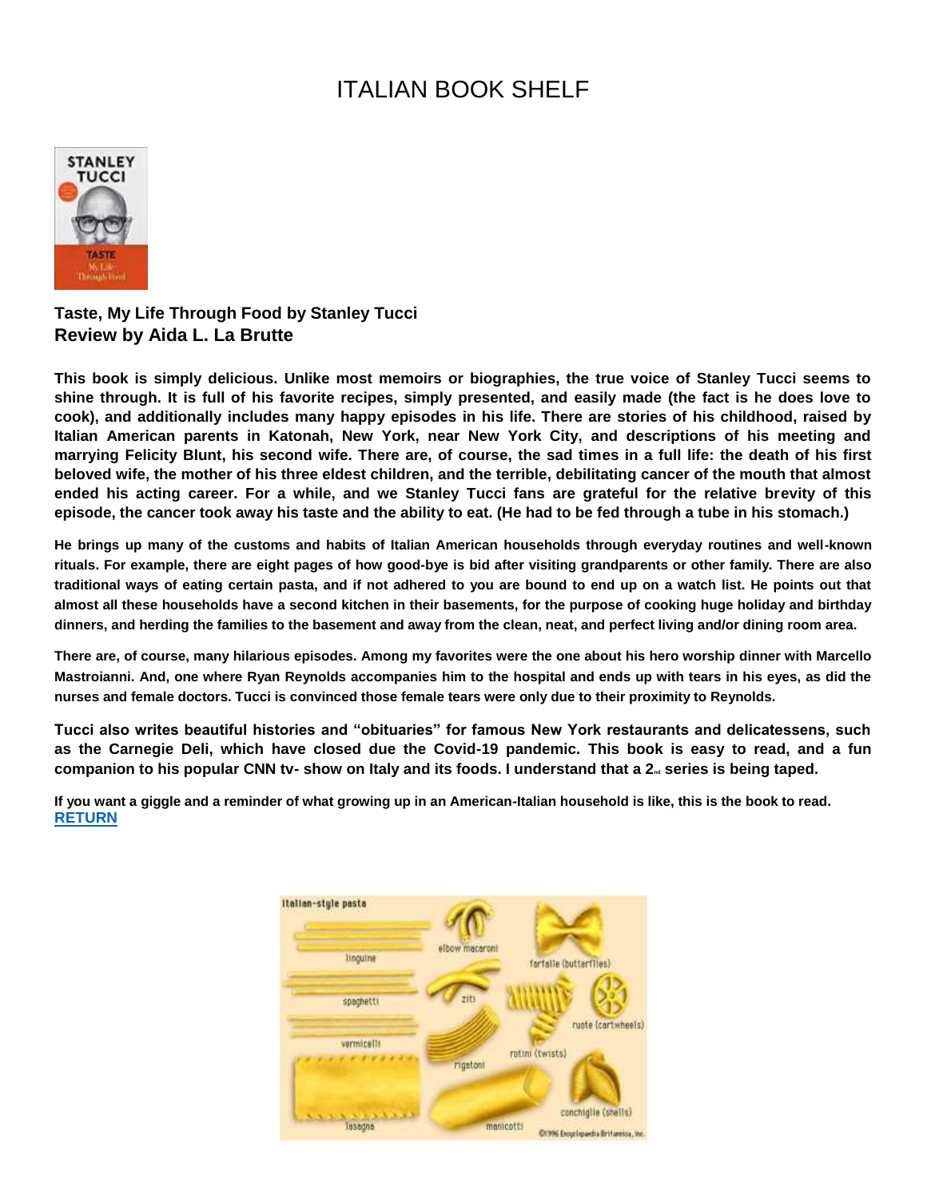# ITALIAN BOOK SHELF

**Taste, My Life Through Food by Stanley Tucci**
**Review by Aida L. La Brutte**

**This book is simply delicious. Unlike most memoirs or biographies, the true voice of Stanley Tucci seems to shine through. It is full of his favorite recipes, simply presented, and easily made (the fact is he does love to cook), and additionally includes many happy episodes in his life. There are stories of his childhood, raised by Italian American parents in Katonah, New York, near New York City, and descriptions of his meeting and marrying Felicity Blunt, his second wife. There are, of course, the sad times in a full life: the death of his first beloved wife, the mother of his three eldest children, and the terrible, debilitating cancer of the mouth that almost ended his acting career. For a while, and we Stanley Tucci fans are grateful for the relative brevity of this episode, the cancer took away his taste and the ability to eat. (He had to be fed through a tube in his stomach.)**

**He brings up many of the customs and habits of Italian American households through everyday routines and well-known rituals. For example, there are eight pages of how good-bye is bid after visiting grandparents or other family. There are also traditional ways of eating certain pasta, and if not adhered to you are bound to end up on a watch list. He points out that almost all these households have a second kitchen in their basements, for the purpose of cooking huge holiday and birthday dinners, and herding the families to the basement and away from the clean, neat, and perfect living and/or dining room area.**

**There are, of course, many hilarious episodes. Among my favorites were the one about his hero worship dinner with Marcello Mastroianni. And, one where Ryan Reynolds accompanies him to the hospital and ends up with tears in his eyes, as did the nurses and female doctors. Tucci is convinced those female tears were only due to their proximity to Reynolds.**

**Tucci also writes beautiful histories and "obituaries" for famous New York restaurants and delicatessens, such as the Carnegie Deli, which have closed due the Covid-19 pandemic. This book is easy to read, and a fun companion to his popular CNN tv- show on Italy and its foods. I understand that a 2nd series is being taped.**

**If you want a giggle and a reminder of what growing up in an American-Italian household is like, this is the book to read.**
**RETURN**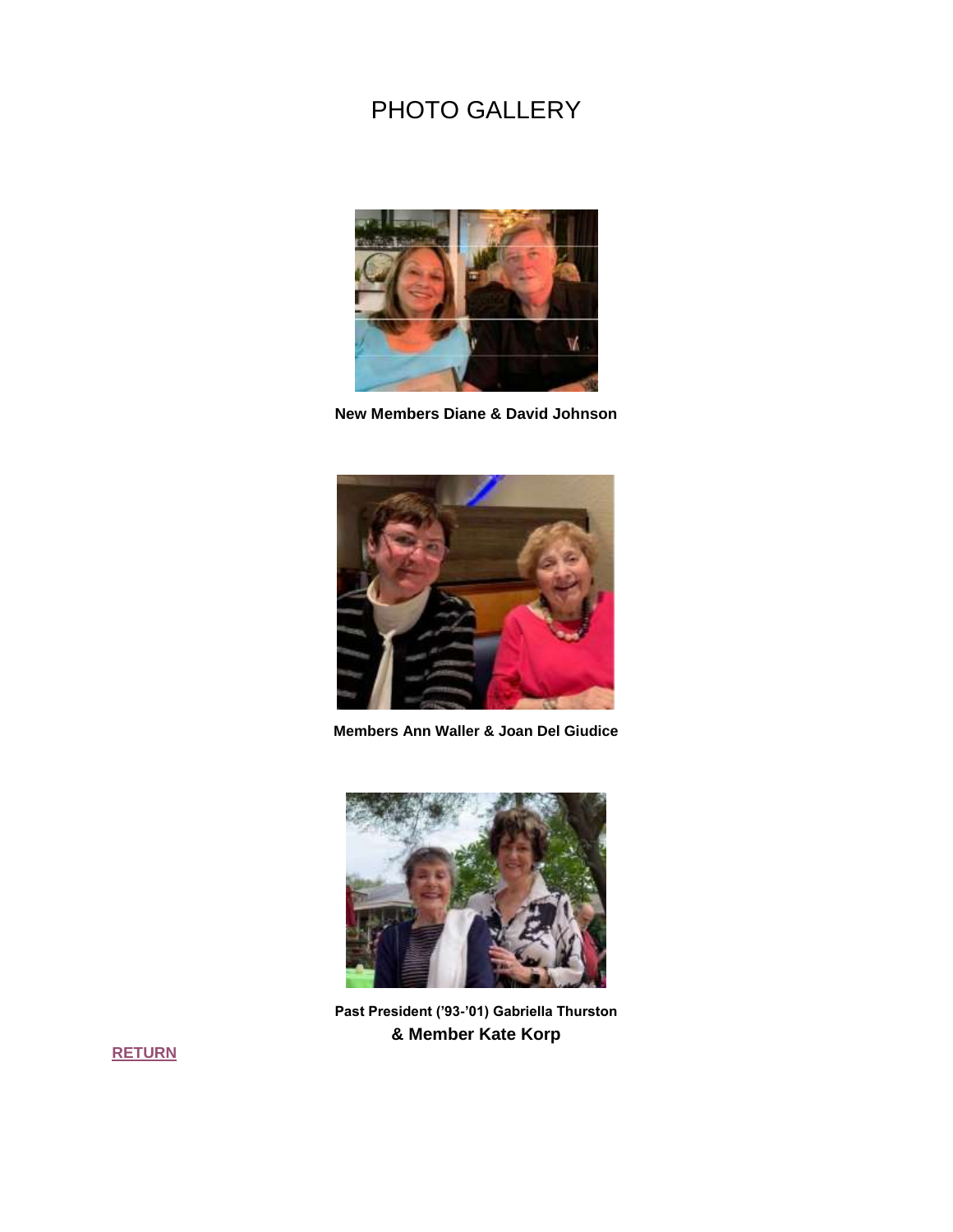# PHOTO GALLERY

**New Members Diane & David Johnson**

**Members Ann Waller & Joan Del Giudice**

**Past President ('93-'01) Gabriella Thurston**
**& Member Kate Korp**

**RETURN**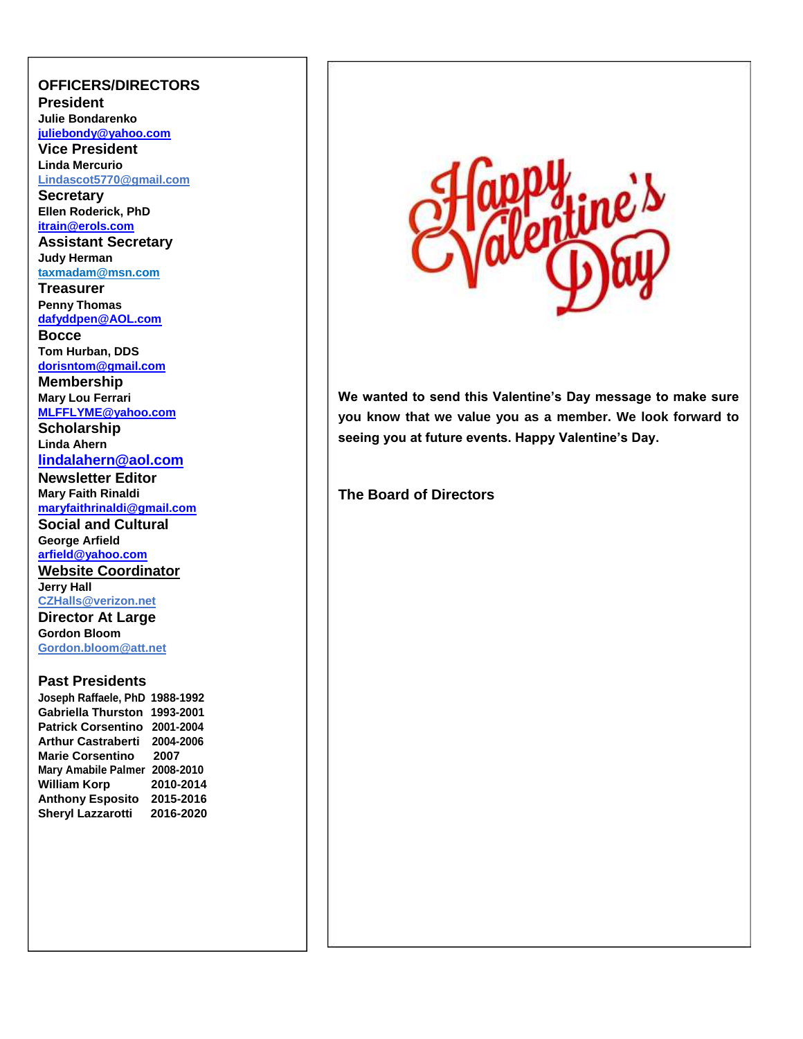## OFFICERS/DIRECTORS

**President**
Julie Bondarenko
juliebondy@yahoo.com

**Vice President**
Linda Mercurio
Lindascot5770@gmail.com

**Secretary**
Ellen Roderick, PhD
itrain@erols.com

**Assistant Secretary**
Judy Herman
taxmadam@msn.com

**Treasurer**
Penny Thomas
dafyddpen@AOL.com

**Bocce**
Tom Hurban, DDS
dorisntom@gmail.com

**Membership**
Mary Lou Ferrari
MLFFLYME@yahoo.com

**Scholarship**
Linda Ahern
lindalahern@aol.com

**Newsletter Editor**
Mary Faith Rinaldi
maryfaithrinaldi@gmail.com

**Social and Cultural**
George Arfield
arfield@yahoo.com

**Website Coordinator**
Jerry Hall
CZHalls@verizon.net

**Director At Large**
Gordon Bloom
Gordon.bloom@att.net

### Past Presidents

| | |
|---|---|
| Joseph Raffaele, PhD | 1988-1992 |
| Gabriella Thurston | 1993-2001 |
| Patrick Corsentino | 2001-2004 |
| Arthur Castraberti | 2004-2006 |
| Marie Corsentino | 2007 |
| Mary Amabile Palmer | 2008-2010 |
| William Korp | 2010-2014 |
| Anthony Esposito | 2015-2016 |
| Sheryl Lazzarotti | 2016-2020 |

Happy Valentine's Day

**We wanted to send this Valentine's Day message to make sure you know that we value you as a member. We look forward to seeing you at future events. Happy Valentine's Day.**

**The Board of Directors**